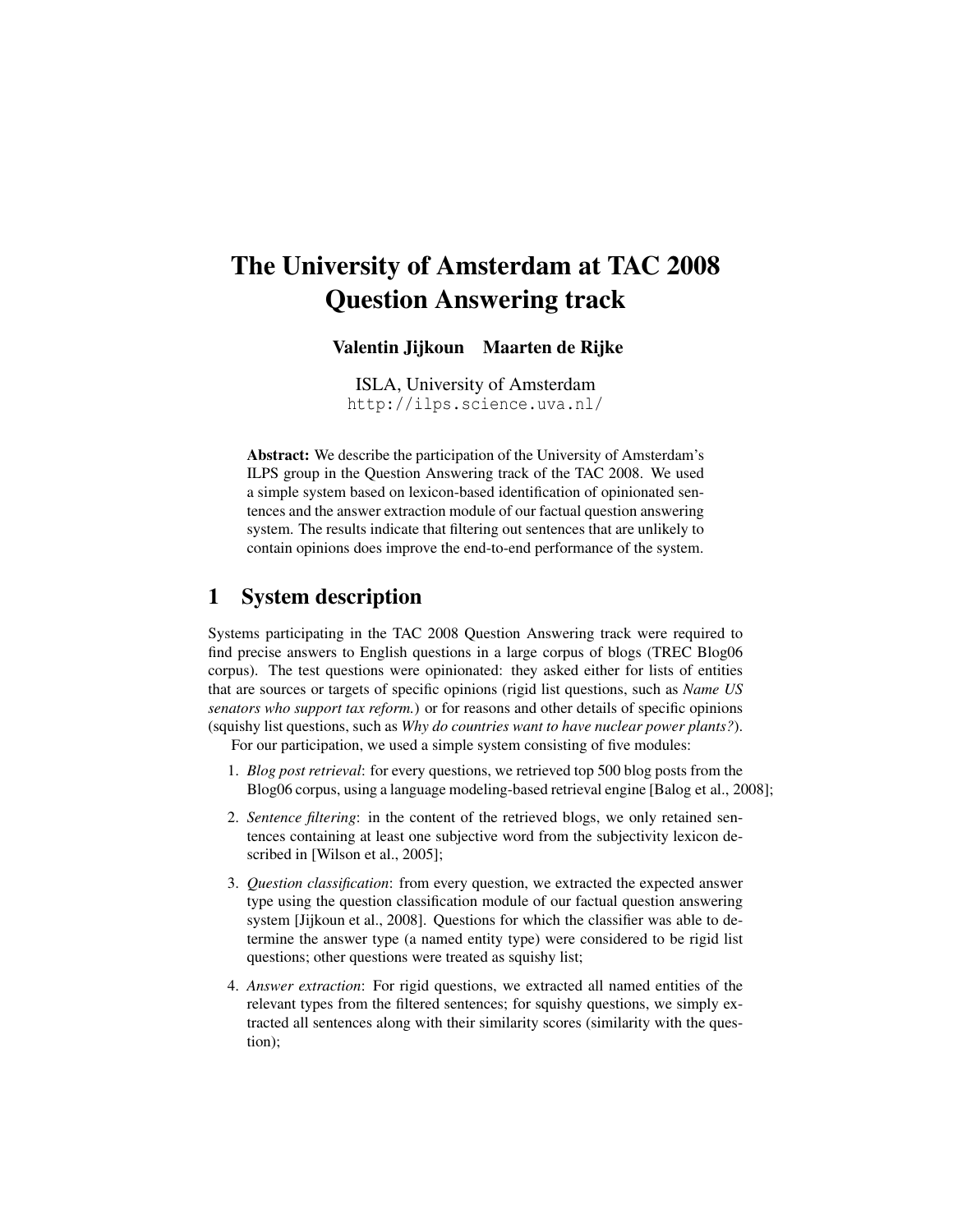# The University of Amsterdam at TAC 2008 Question Answering track

**Valentin Jijkoun    Maarten de Rijke**

ISLA, University of Amsterdam
http://ilps.science.uva.nl/

**Abstract:** We describe the participation of the University of Amsterdam's ILPS group in the Question Answering track of the TAC 2008. We used a simple system based on lexicon-based identification of opinionated sentences and the answer extraction module of our factual question answering system. The results indicate that filtering out sentences that are unlikely to contain opinions does improve the end-to-end performance of the system.

## 1 System description

Systems participating in the TAC 2008 Question Answering track were required to find precise answers to English questions in a large corpus of blogs (TREC Blog06 corpus). The test questions were opinionated: they asked either for lists of entities that are sources or targets of specific opinions (rigid list questions, such as *Name US senators who support tax reform.*) or for reasons and other details of specific opinions (squishy list questions, such as *Why do countries want to have nuclear power plants?*).

For our participation, we used a simple system consisting of five modules:

1. *Blog post retrieval*: for every questions, we retrieved top 500 blog posts from the Blog06 corpus, using a language modeling-based retrieval engine [Balog et al., 2008];
2. *Sentence filtering*: in the content of the retrieved blogs, we only retained sentences containing at least one subjective word from the subjectivity lexicon described in [Wilson et al., 2005];
3. *Question classification*: from every question, we extracted the expected answer type using the question classification module of our factual question answering system [Jijkoun et al., 2008]. Questions for which the classifier was able to determine the answer type (a named entity type) were considered to be rigid list questions; other questions were treated as squishy list;
4. *Answer extraction*: For rigid questions, we extracted all named entities of the relevant types from the filtered sentences; for squishy questions, we simply extracted all sentences along with their similarity scores (similarity with the question);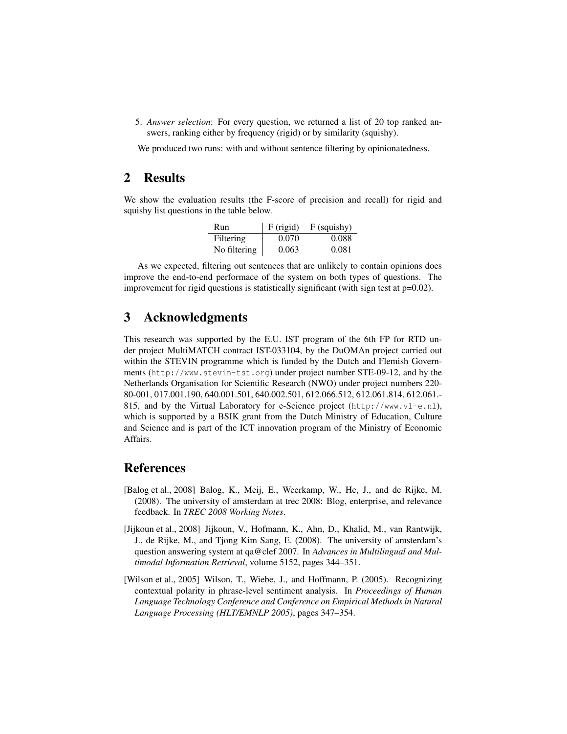5. *Answer selection*: For every question, we returned a list of 20 top ranked answers, ranking either by frequency (rigid) or by similarity (squishy).

We produced two runs: with and without sentence filtering by opinionatedness.

## 2 Results

We show the evaluation results (the F-score of precision and recall) for rigid and squishy list questions in the table below.

| Run | F (rigid) | F (squishy) |
|---|---|---|
| Filtering | 0.070 | 0.088 |
| No filtering | 0.063 | 0.081 |

As we expected, filtering out sentences that are unlikely to contain opinions does improve the end-to-end performace of the system on both types of questions. The improvement for rigid questions is statistically significant (with sign test at p=0.02).

## 3 Acknowledgments

This research was supported by the E.U. IST program of the 6th FP for RTD under project MultiMATCH contract IST-033104, by the DuOMAn project carried out within the STEVIN programme which is funded by the Dutch and Flemish Governments (`http://www.stevin-tst.org`) under project number STE-09-12, and by the Netherlands Organisation for Scientific Research (NWO) under project numbers 220-80-001, 017.001.190, 640.001.501, 640.002.501, 612.066.512, 612.061.814, 612.061.-815, and by the Virtual Laboratory for e-Science project (`http://www.vl-e.nl`), which is supported by a BSIK grant from the Dutch Ministry of Education, Culture and Science and is part of the ICT innovation program of the Ministry of Economic Affairs.

## References

[Balog et al., 2008] Balog, K., Meij, E., Weerkamp, W., He, J., and de Rijke, M. (2008). The university of amsterdam at trec 2008: Blog, enterprise, and relevance feedback. In *TREC 2008 Working Notes*.

[Jijkoun et al., 2008] Jijkoun, V., Hofmann, K., Ahn, D., Khalid, M., van Rantwijk, J., de Rijke, M., and Tjong Kim Sang, E. (2008). The university of amsterdam's question answering system at qa@clef 2007. In *Advances in Multilingual and Multimodal Information Retrieval*, volume 5152, pages 344–351.

[Wilson et al., 2005] Wilson, T., Wiebe, J., and Hoffmann, P. (2005). Recognizing contextual polarity in phrase-level sentiment analysis. In *Proceedings of Human Language Technology Conference and Conference on Empirical Methods in Natural Language Processing (HLT/EMNLP 2005)*, pages 347–354.